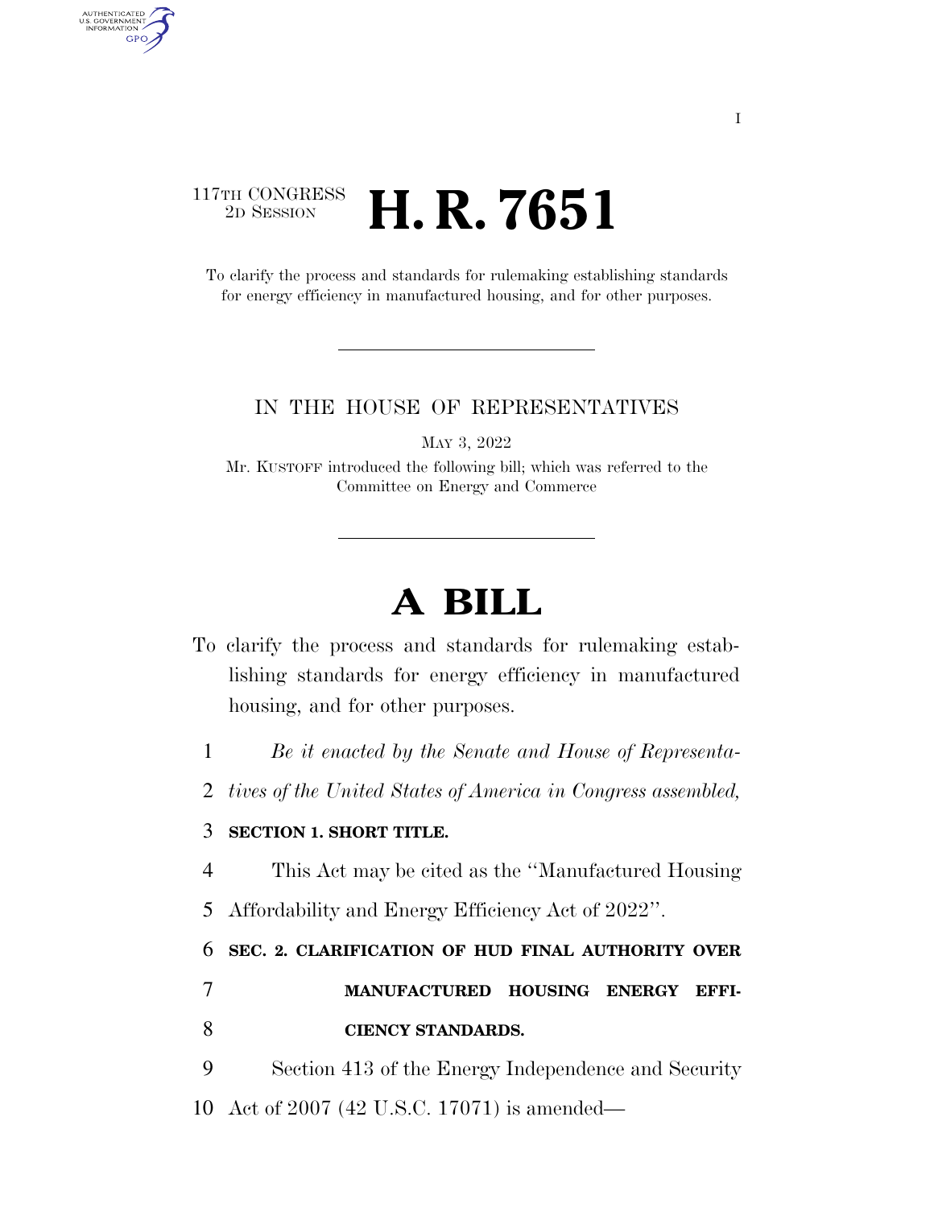117TH CONGRESS
2D SESSION

# H. R. 7651

To clarify the process and standards for rulemaking establishing standards for energy efficiency in manufactured housing, and for other purposes.

IN THE HOUSE OF REPRESENTATIVES

MAY 3, 2022

Mr. KUSTOFF introduced the following bill; which was referred to the Committee on Energy and Commerce

# A BILL

To clarify the process and standards for rulemaking establishing standards for energy efficiency in manufactured housing, and for other purposes.

*Be it enacted by the Senate and House of Representatives of the United States of America in Congress assembled,*

**SECTION 1. SHORT TITLE.**

This Act may be cited as the "Manufactured Housing Affordability and Energy Efficiency Act of 2022".

**SEC. 2. CLARIFICATION OF HUD FINAL AUTHORITY OVER MANUFACTURED HOUSING ENERGY EFFICIENCY STANDARDS.**

Section 413 of the Energy Independence and Security Act of 2007 (42 U.S.C. 17071) is amended—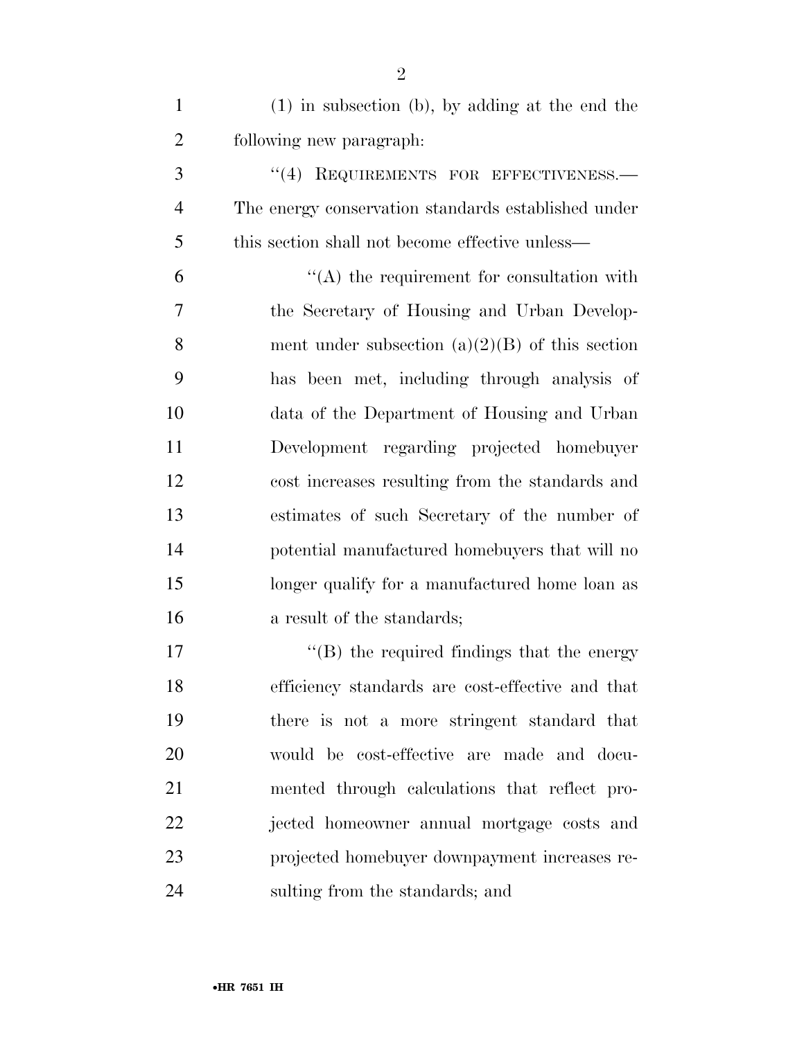(1) in subsection (b), by adding at the end the following new paragraph:

"(4) REQUIREMENTS FOR EFFECTIVENESS.—The energy conservation standards established under this section shall not become effective unless—

"(A) the requirement for consultation with the Secretary of Housing and Urban Development under subsection (a)(2)(B) of this section has been met, including through analysis of data of the Department of Housing and Urban Development regarding projected homebuyer cost increases resulting from the standards and estimates of such Secretary of the number of potential manufactured homebuyers that will no longer qualify for a manufactured home loan as a result of the standards;

"(B) the required findings that the energy efficiency standards are cost-effective and that there is not a more stringent standard that would be cost-effective are made and documented through calculations that reflect projected homeowner annual mortgage costs and projected homebuyer downpayment increases resulting from the standards; and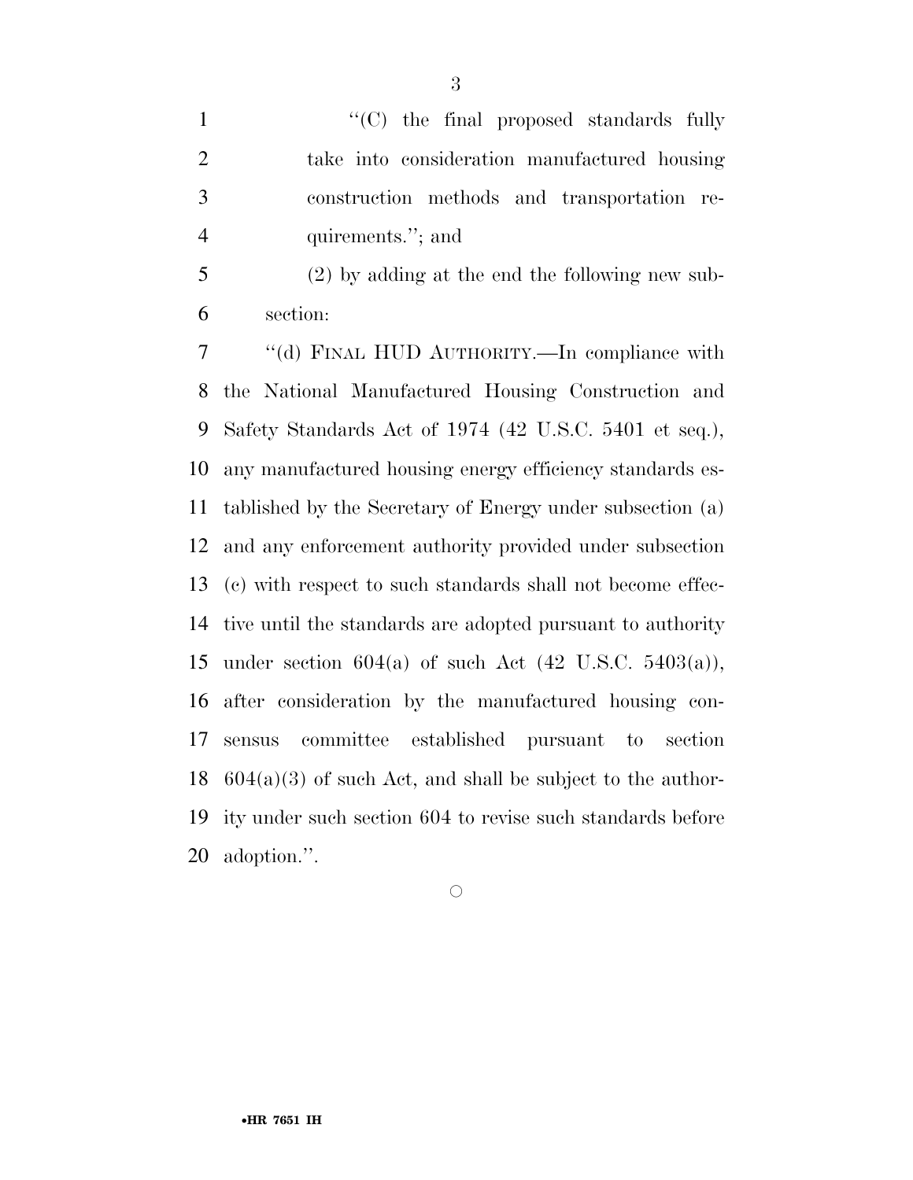''(C) the final proposed standards fully take into consideration manufactured housing construction methods and transportation requirements.''; and

(2) by adding at the end the following new subsection:

''(d) FINAL HUD AUTHORITY.—In compliance with the National Manufactured Housing Construction and Safety Standards Act of 1974 (42 U.S.C. 5401 et seq.), any manufactured housing energy efficiency standards established by the Secretary of Energy under subsection (a) and any enforcement authority provided under subsection (c) with respect to such standards shall not become effective until the standards are adopted pursuant to authority under section 604(a) of such Act (42 U.S.C. 5403(a)), after consideration by the manufactured housing consensus committee established pursuant to section 604(a)(3) of such Act, and shall be subject to the authority under such section 604 to revise such standards before adoption.''.

○